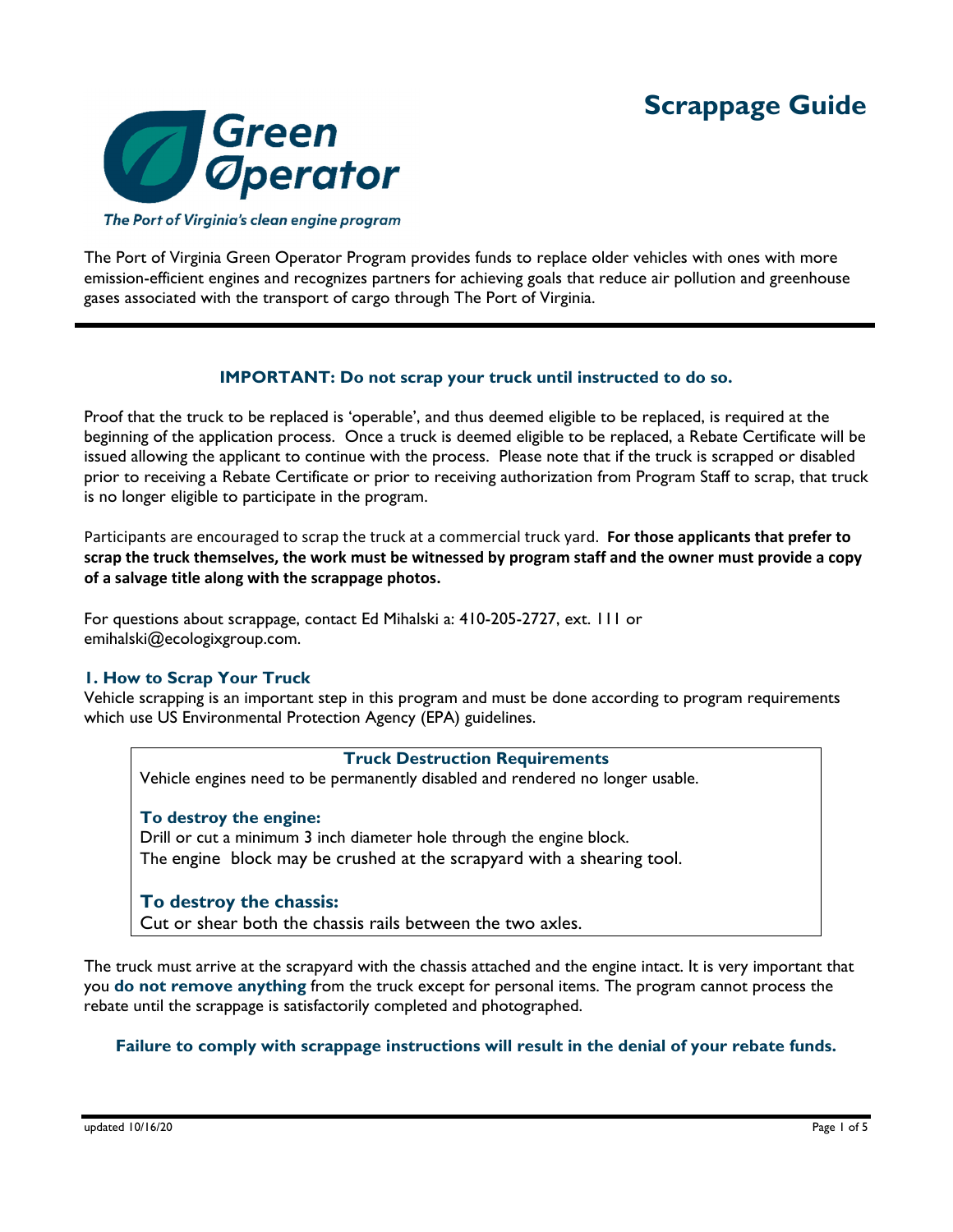# Scrappage Guide

**Green Operator**

*The Port of Virginia's clean engine program*

The Port of Virginia Green Operator Program provides funds to replace older vehicles with ones with more emission-efficient engines and recognizes partners for achieving goals that reduce air pollution and greenhouse gases associated with the transport of cargo through The Port of Virginia.

---

**IMPORTANT: Do not scrap your truck until instructed to do so.**

Proof that the truck to be replaced is 'operable', and thus deemed eligible to be replaced, is required at the beginning of the application process. Once a truck is deemed eligible to be replaced, a Rebate Certificate will be issued allowing the applicant to continue with the process. Please note that if the truck is scrapped or disabled prior to receiving a Rebate Certificate or prior to receiving authorization from Program Staff to scrap, that truck is no longer eligible to participate in the program.

Participants are encouraged to scrap the truck at a commercial truck yard. **For those applicants that prefer to scrap the truck themselves, the work must be witnessed by program staff and the owner must provide a copy of a salvage title along with the scrappage photos.**

For questions about scrappage, contact Ed Mihalski a: 410-205-2727, ext. 111 or emihalski@ecologixgroup.com.

## 1. How to Scrap Your Truck

Vehicle scrapping is an important step in this program and must be done according to program requirements which use US Environmental Protection Agency (EPA) guidelines.

**Truck Destruction Requirements**

Vehicle engines need to be permanently disabled and rendered no longer usable.

**To destroy the engine:**

Drill or cut a minimum 3 inch diameter hole through the engine block.
The engine block may be crushed at the scrapyard with a shearing tool.

**To destroy the chassis:**

Cut or shear both the chassis rails between the two axles.

The truck must arrive at the scrapyard with the chassis attached and the engine intact. It is very important that you **do not remove anything** from the truck except for personal items. The program cannot process the rebate until the scrappage is satisfactorily completed and photographed.

**Failure to comply with scrappage instructions will result in the denial of your rebate funds.**

updated 10/16/20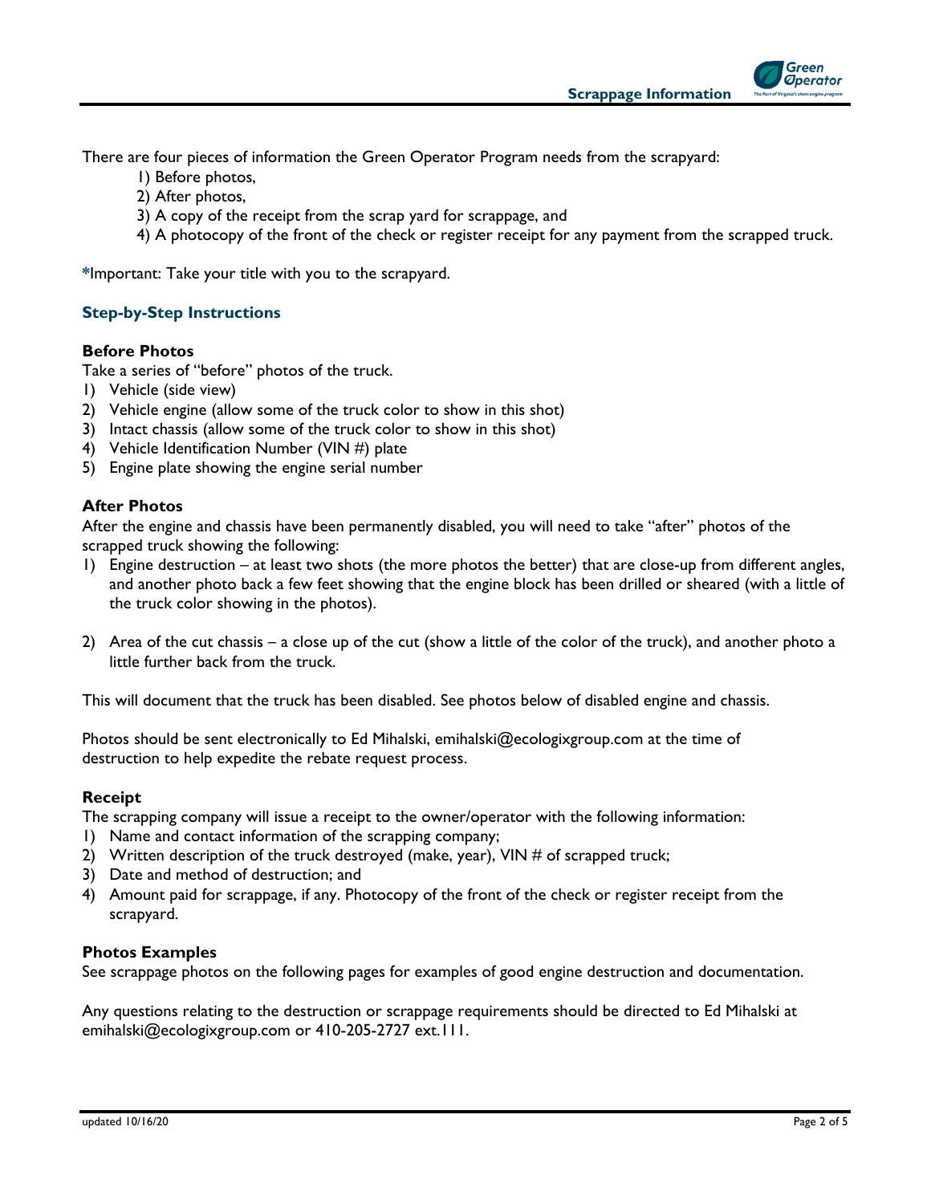There are four pieces of information the Green Operator Program needs from the scrapyard:

1) Before photos,
2) After photos,
3) A copy of the receipt from the scrap yard for scrappage, and
4) A photocopy of the front of the check or register receipt for any payment from the scrapped truck.

*Important: Take your title with you to the scrapyard.

## Step-by-Step Instructions

### Before Photos

Take a series of "before" photos of the truck.

1) Vehicle (side view)
2) Vehicle engine (allow some of the truck color to show in this shot)
3) Intact chassis (allow some of the truck color to show in this shot)
4) Vehicle Identification Number (VIN #) plate
5) Engine plate showing the engine serial number

### After Photos

After the engine and chassis have been permanently disabled, you will need to take "after" photos of the scrapped truck showing the following:

1) Engine destruction – at least two shots (the more photos the better) that are close-up from different angles, and another photo back a few feet showing that the engine block has been drilled or sheared (with a little of the truck color showing in the photos).

2) Area of the cut chassis – a close up of the cut (show a little of the color of the truck), and another photo a little further back from the truck.

This will document that the truck has been disabled. See photos below of disabled engine and chassis.

Photos should be sent electronically to Ed Mihalski, emihalski@ecologixgroup.com at the time of destruction to help expedite the rebate request process.

### Receipt

The scrapping company will issue a receipt to the owner/operator with the following information:

1) Name and contact information of the scrapping company;
2) Written description of the truck destroyed (make, year), VIN # of scrapped truck;
3) Date and method of destruction; and
4) Amount paid for scrappage, if any. Photocopy of the front of the check or register receipt from the scrapyard.

### Photos Examples

See scrappage photos on the following pages for examples of good engine destruction and documentation.

Any questions relating to the destruction or scrappage requirements should be directed to Ed Mihalski at emihalski@ecologixgroup.com or 410-205-2727 ext.111.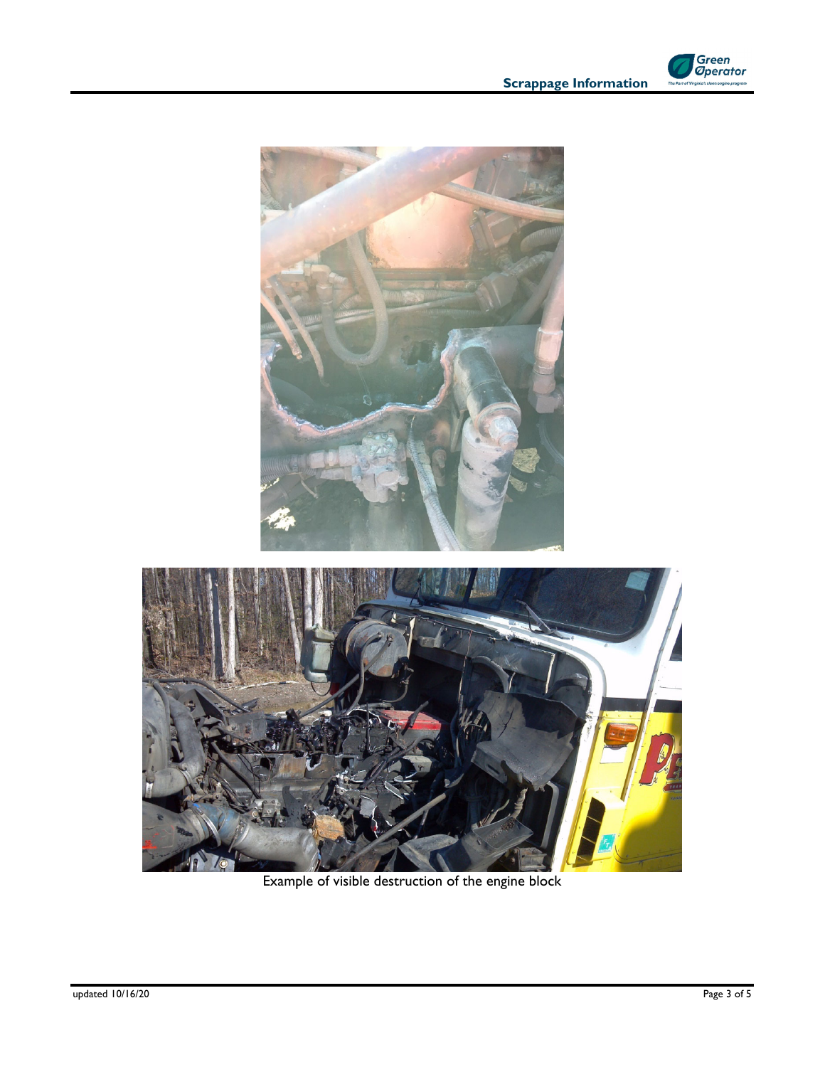Example of visible destruction of the engine block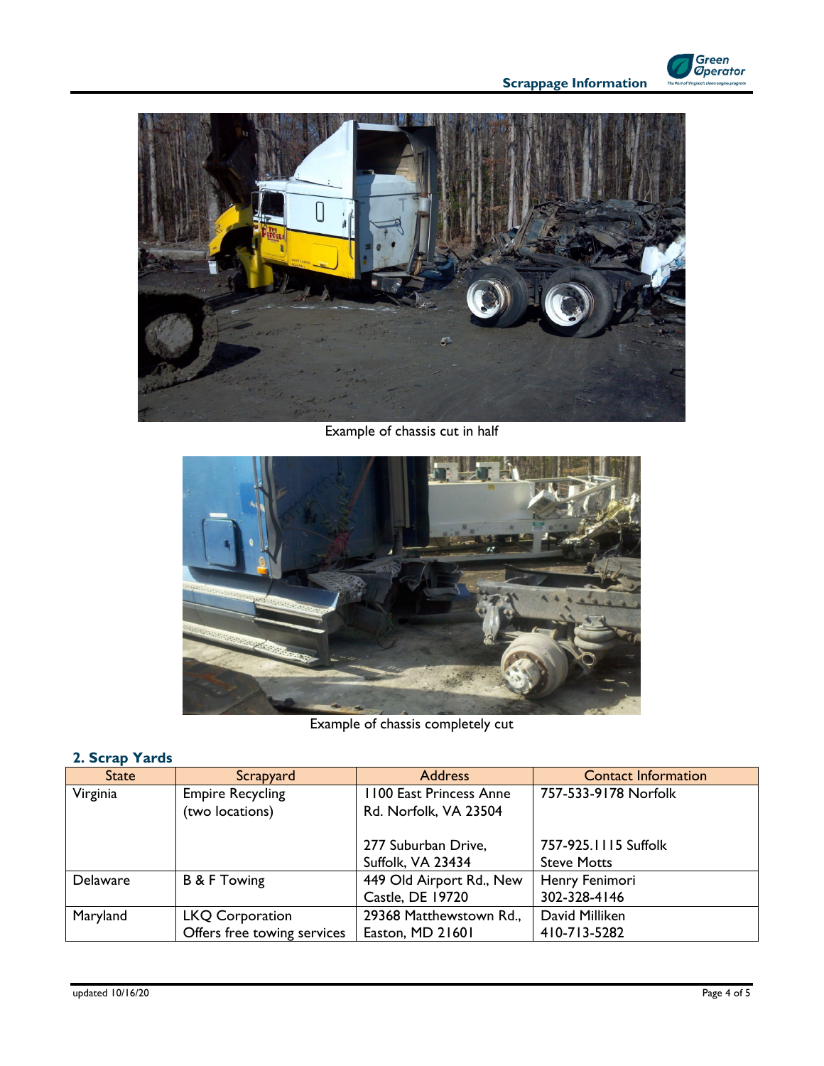Example of chassis cut in half

Example of chassis completely cut

## 2. Scrap Yards

| State | Scrapyard | Address | Contact Information |
|---|---|---|---|
| Virginia | Empire Recycling (two locations) | 1100 East Princess Anne Rd. Norfolk, VA 23504<br><br>277 Suburban Drive, Suffolk, VA 23434 | 757-533-9178 Norfolk<br><br>757-925.1115 Suffolk Steve Motts |
| Delaware | B & F Towing | 449 Old Airport Rd., New Castle, DE 19720 | Henry Fenimori 302-328-4146 |
| Maryland | LKQ Corporation Offers free towing services | 29368 Matthewstown Rd., Easton, MD 21601 | David Milliken 410-713-5282 |

updated 10/16/20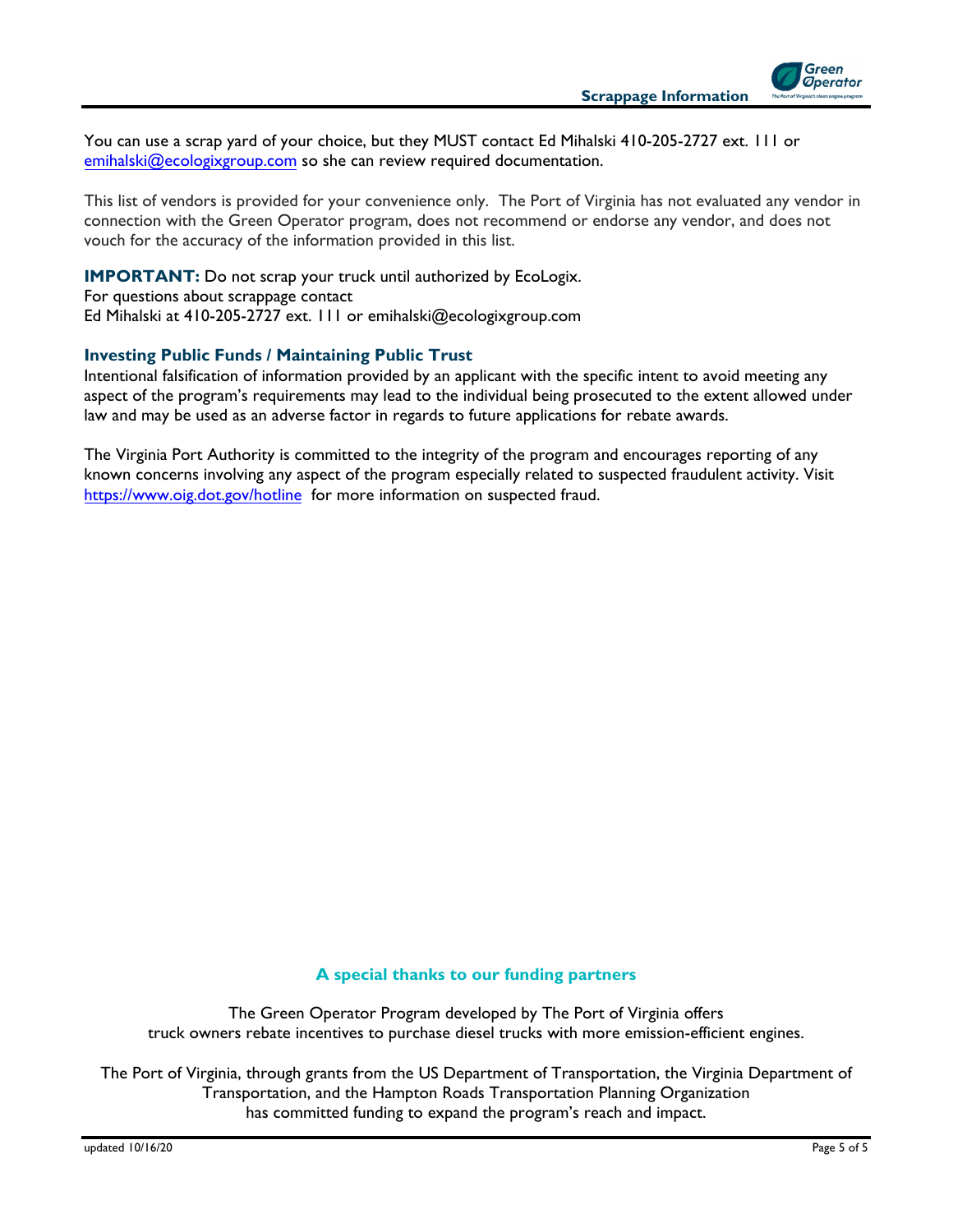You can use a scrap yard of your choice, but they MUST contact Ed Mihalski 410-205-2727 ext. 111 or emihalski@ecologixgroup.com so she can review required documentation.

This list of vendors is provided for your convenience only. The Port of Virginia has not evaluated any vendor in connection with the Green Operator program, does not recommend or endorse any vendor, and does not vouch for the accuracy of the information provided in this list.

**IMPORTANT:** Do not scrap your truck until authorized by EcoLogix.
For questions about scrappage contact
Ed Mihalski at 410-205-2727 ext. 111 or emihalski@ecologixgroup.com

### Investing Public Funds / Maintaining Public Trust

Intentional falsification of information provided by an applicant with the specific intent to avoid meeting any aspect of the program's requirements may lead to the individual being prosecuted to the extent allowed under law and may be used as an adverse factor in regards to future applications for rebate awards.

The Virginia Port Authority is committed to the integrity of the program and encourages reporting of any known concerns involving any aspect of the program especially related to suspected fraudulent activity. Visit https://www.oig.dot.gov/hotline for more information on suspected fraud.

### A special thanks to our funding partners

The Green Operator Program developed by The Port of Virginia offers truck owners rebate incentives to purchase diesel trucks with more emission-efficient engines.

The Port of Virginia, through grants from the US Department of Transportation, the Virginia Department of Transportation, and the Hampton Roads Transportation Planning Organization has committed funding to expand the program's reach and impact.

updated 10/16/20